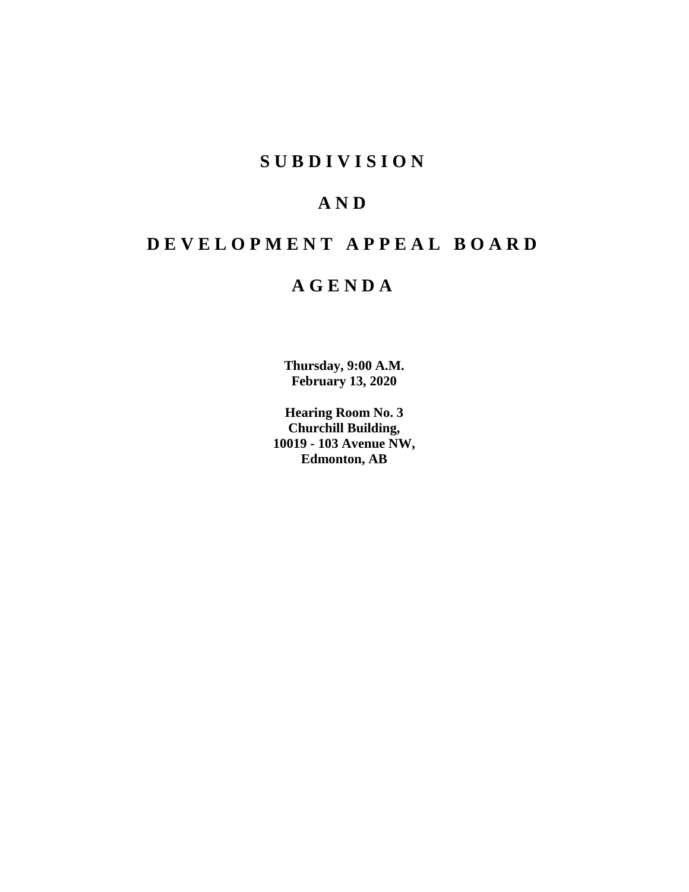# SUBDIVISION

# AND

# DEVELOPMENT APPEAL BOARD

# AGENDA

**Thursday, 9:00 A.M.**
**February 13, 2020**

**Hearing Room No. 3**
**Churchill Building,**
**10019 - 103 Avenue NW,**
**Edmonton, AB**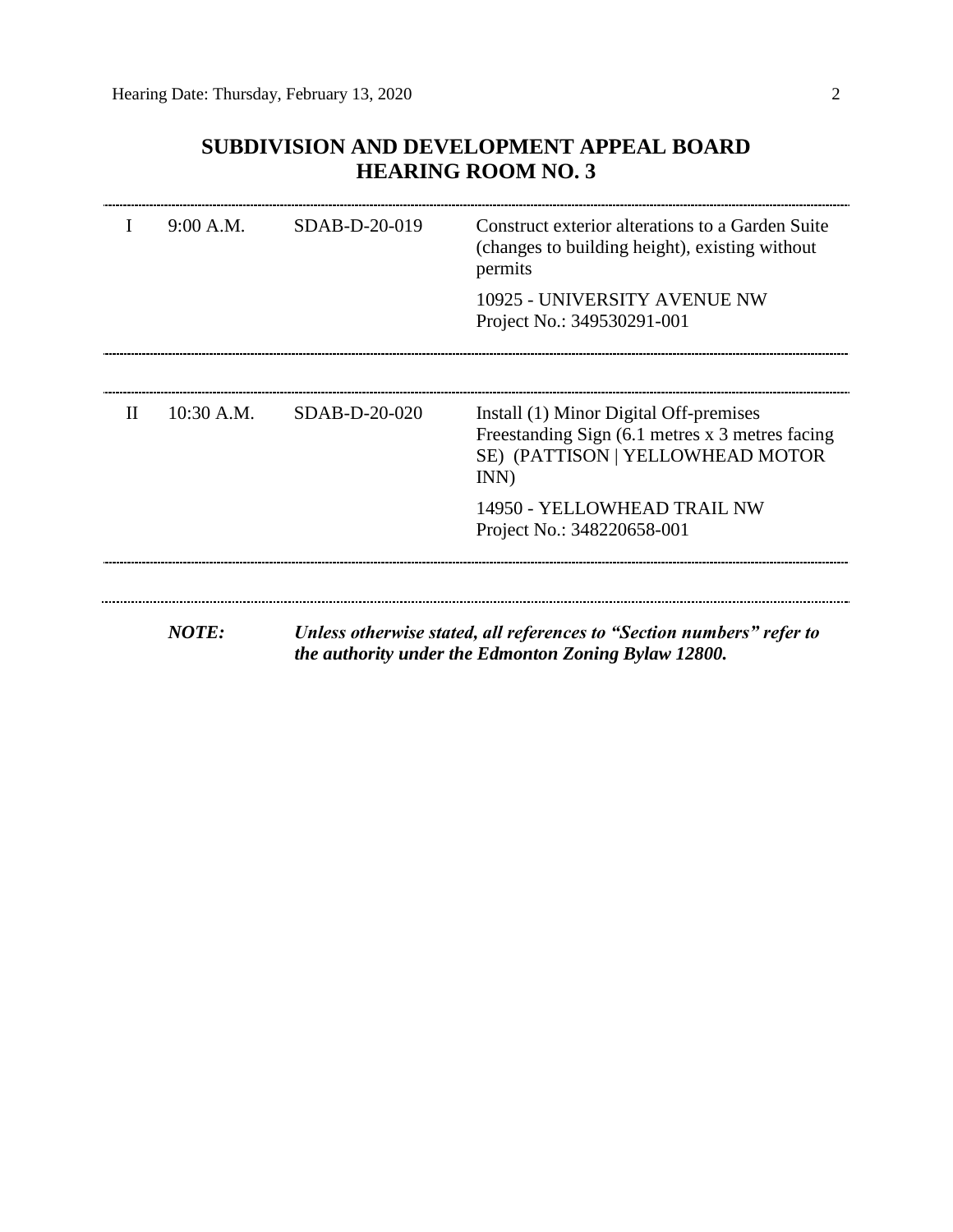## SUBDIVISION AND DEVELOPMENT APPEAL BOARD
## HEARING ROOM NO. 3

| | | | |
|---|---|---|---|
| I | 9:00 A.M. | SDAB-D-20-019 | Construct exterior alterations to a Garden Suite (changes to building height), existing without permits<br><br>10925 - UNIVERSITY AVENUE NW<br>Project No.: 349530291-001 |
| II | 10:30 A.M. | SDAB-D-20-020 | Install (1) Minor Digital Off-premises Freestanding Sign (6.1 metres x 3 metres facing SE) (PATTISON \| YELLOWHEAD MOTOR INN)<br><br>14950 - YELLOWHEAD TRAIL NW<br>Project No.: 348220658-001 |

***NOTE:*** ***Unless otherwise stated, all references to "Section numbers" refer to the authority under the Edmonton Zoning Bylaw 12800.***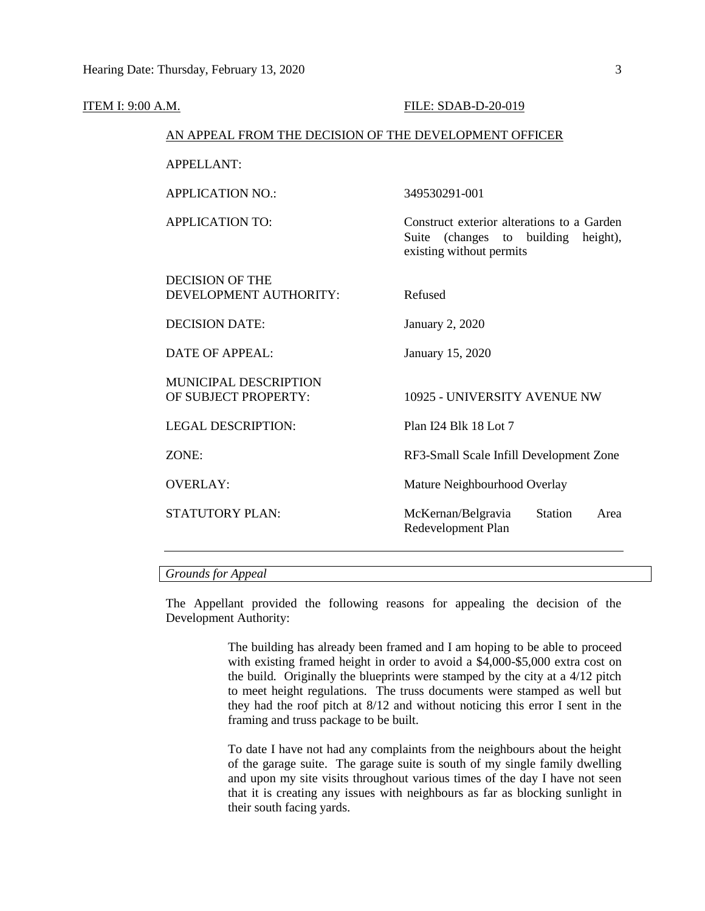ITEM I: 9:00 A.M. FILE: SDAB-D-20-019

AN APPEAL FROM THE DECISION OF THE DEVELOPMENT OFFICER

| | |
|---|---|
| APPELLANT: | |
| APPLICATION NO.: | 349530291-001 |
| APPLICATION TO: | Construct exterior alterations to a Garden Suite (changes to building height), existing without permits |
| DECISION OF THE DEVELOPMENT AUTHORITY: | Refused |
| DECISION DATE: | January 2, 2020 |
| DATE OF APPEAL: | January 15, 2020 |
| MUNICIPAL DESCRIPTION OF SUBJECT PROPERTY: | 10925 - UNIVERSITY AVENUE NW |
| LEGAL DESCRIPTION: | Plan I24 Blk 18 Lot 7 |
| ZONE: | RF3-Small Scale Infill Development Zone |
| OVERLAY: | Mature Neighbourhood Overlay |
| STATUTORY PLAN: | McKernan/Belgravia Station Area Redevelopment Plan |

*Grounds for Appeal*

The Appellant provided the following reasons for appealing the decision of the Development Authority:

> The building has already been framed and I am hoping to be able to proceed with existing framed height in order to avoid a $4,000-$5,000 extra cost on the build. Originally the blueprints were stamped by the city at a 4/12 pitch to meet height regulations. The truss documents were stamped as well but they had the roof pitch at 8/12 and without noticing this error I sent in the framing and truss package to be built.
>
> To date I have not had any complaints from the neighbours about the height of the garage suite. The garage suite is south of my single family dwelling and upon my site visits throughout various times of the day I have not seen that it is creating any issues with neighbours as far as blocking sunlight in their south facing yards.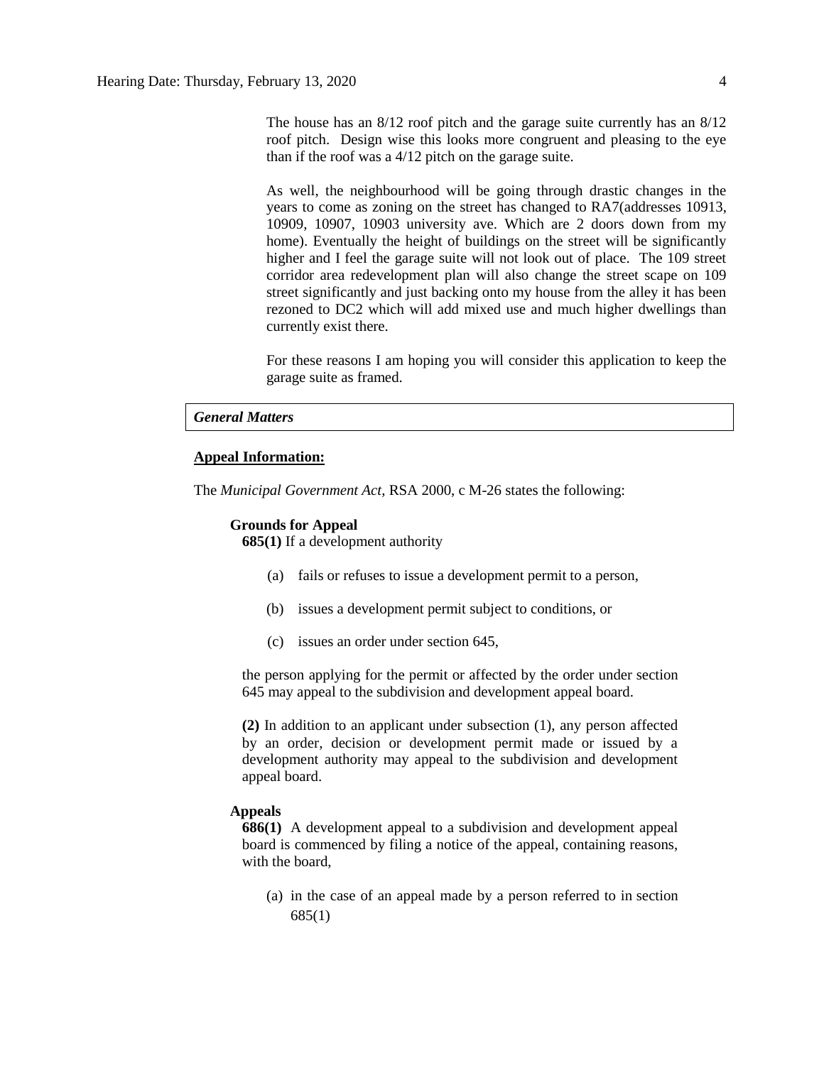The house has an 8/12 roof pitch and the garage suite currently has an 8/12 roof pitch. Design wise this looks more congruent and pleasing to the eye than if the roof was a 4/12 pitch on the garage suite.

As well, the neighbourhood will be going through drastic changes in the years to come as zoning on the street has changed to RA7(addresses 10913, 10909, 10907, 10903 university ave. Which are 2 doors down from my home). Eventually the height of buildings on the street will be significantly higher and I feel the garage suite will not look out of place. The 109 street corridor area redevelopment plan will also change the street scape on 109 street significantly and just backing onto my house from the alley it has been rezoned to DC2 which will add mixed use and much higher dwellings than currently exist there.

For these reasons I am hoping you will consider this application to keep the garage suite as framed.

***General Matters***

**Appeal Information:**

The *Municipal Government Act*, RSA 2000, c M-26 states the following:

**Grounds for Appeal**

**685(1)** If a development authority

(a) fails or refuses to issue a development permit to a person,

(b) issues a development permit subject to conditions, or

(c) issues an order under section 645,

the person applying for the permit or affected by the order under section 645 may appeal to the subdivision and development appeal board.

**(2)** In addition to an applicant under subsection (1), any person affected by an order, decision or development permit made or issued by a development authority may appeal to the subdivision and development appeal board.

**Appeals**

**686(1)** A development appeal to a subdivision and development appeal board is commenced by filing a notice of the appeal, containing reasons, with the board,

(a) in the case of an appeal made by a person referred to in section 685(1)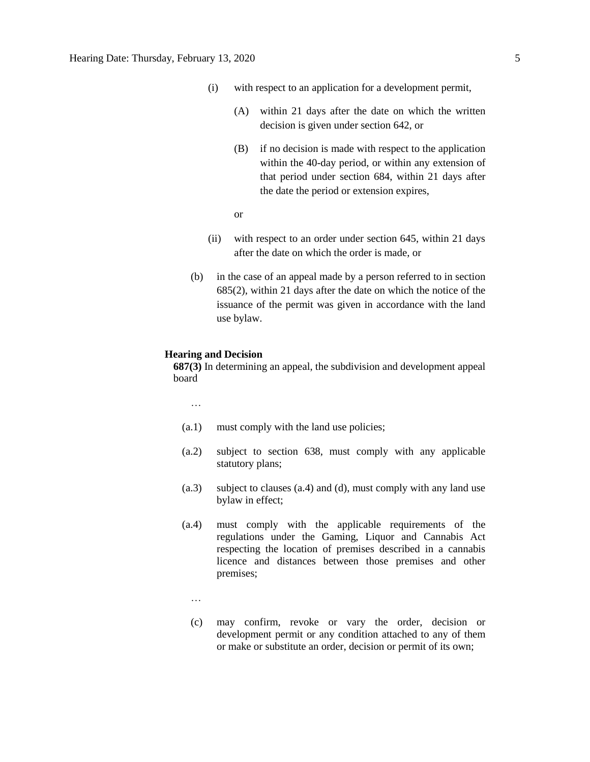(i) with respect to an application for a development permit,

(A) within 21 days after the date on which the written decision is given under section 642, or

(B) if no decision is made with respect to the application within the 40-day period, or within any extension of that period under section 684, within 21 days after the date the period or extension expires,

or

(ii) with respect to an order under section 645, within 21 days after the date on which the order is made, or

(b) in the case of an appeal made by a person referred to in section 685(2), within 21 days after the date on which the notice of the issuance of the permit was given in accordance with the land use bylaw.

**Hearing and Decision**

**687(3)** In determining an appeal, the subdivision and development appeal board

…

(a.1) must comply with the land use policies;

(a.2) subject to section 638, must comply with any applicable statutory plans;

(a.3) subject to clauses (a.4) and (d), must comply with any land use bylaw in effect;

(a.4) must comply with the applicable requirements of the regulations under the Gaming, Liquor and Cannabis Act respecting the location of premises described in a cannabis licence and distances between those premises and other premises;

…

(c) may confirm, revoke or vary the order, decision or development permit or any condition attached to any of them or make or substitute an order, decision or permit of its own;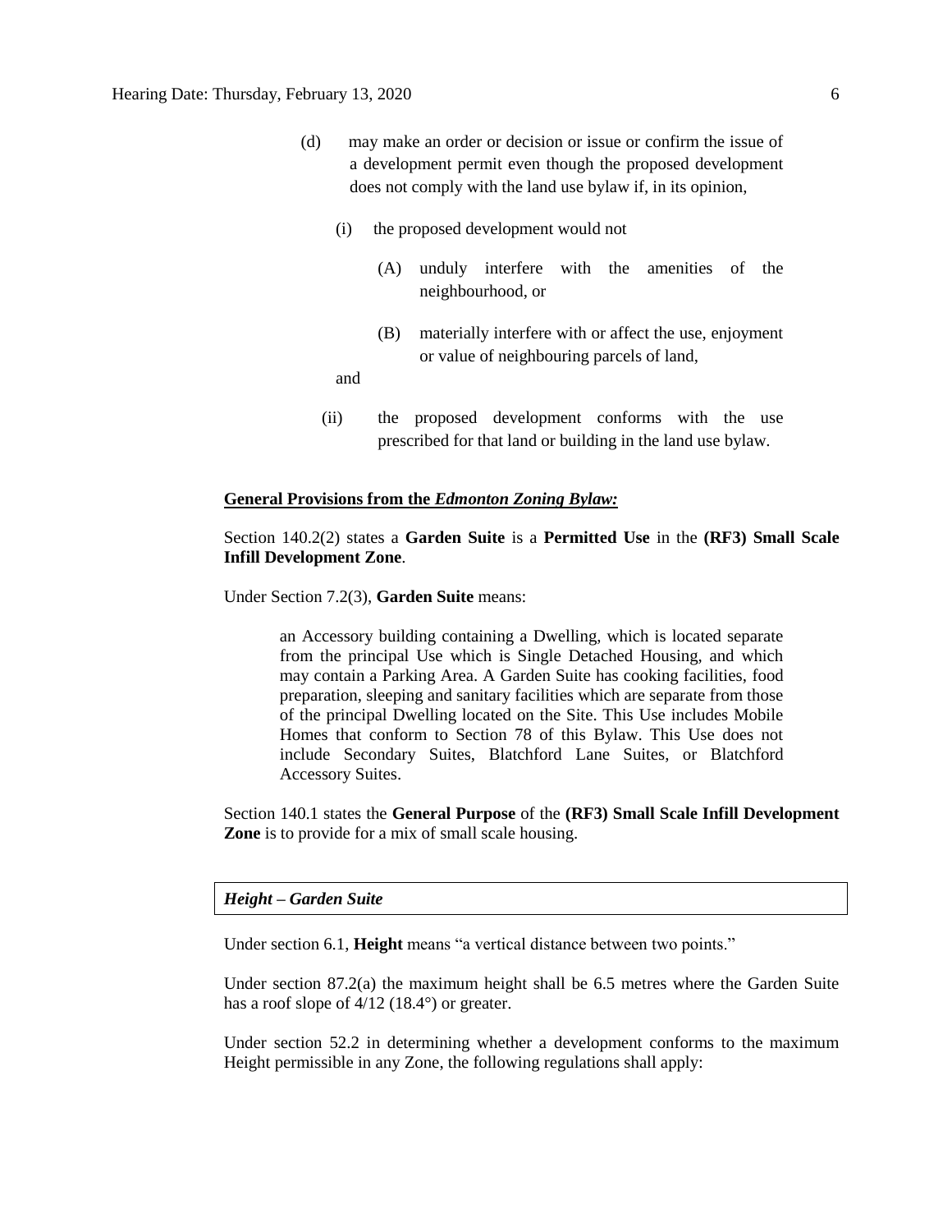(d) may make an order or decision or issue or confirm the issue of a development permit even though the proposed development does not comply with the land use bylaw if, in its opinion,

  (i) the proposed development would not

    (A) unduly interfere with the amenities of the neighbourhood, or

    (B) materially interfere with or affect the use, enjoyment or value of neighbouring parcels of land,

  and

  (ii) the proposed development conforms with the use prescribed for that land or building in the land use bylaw.

**General Provisions from the *Edmonton Zoning Bylaw:***

Section 140.2(2) states a **Garden Suite** is a **Permitted Use** in the **(RF3) Small Scale Infill Development Zone**.

Under Section 7.2(3), **Garden Suite** means:

> an Accessory building containing a Dwelling, which is located separate from the principal Use which is Single Detached Housing, and which may contain a Parking Area. A Garden Suite has cooking facilities, food preparation, sleeping and sanitary facilities which are separate from those of the principal Dwelling located on the Site. This Use includes Mobile Homes that conform to Section 78 of this Bylaw. This Use does not include Secondary Suites, Blatchford Lane Suites, or Blatchford Accessory Suites.

Section 140.1 states the **General Purpose** of the **(RF3) Small Scale Infill Development Zone** is to provide for a mix of small scale housing.

***Height – Garden Suite***

Under section 6.1, **Height** means "a vertical distance between two points."

Under section 87.2(a) the maximum height shall be 6.5 metres where the Garden Suite has a roof slope of 4/12 (18.4°) or greater.

Under section 52.2 in determining whether a development conforms to the maximum Height permissible in any Zone, the following regulations shall apply: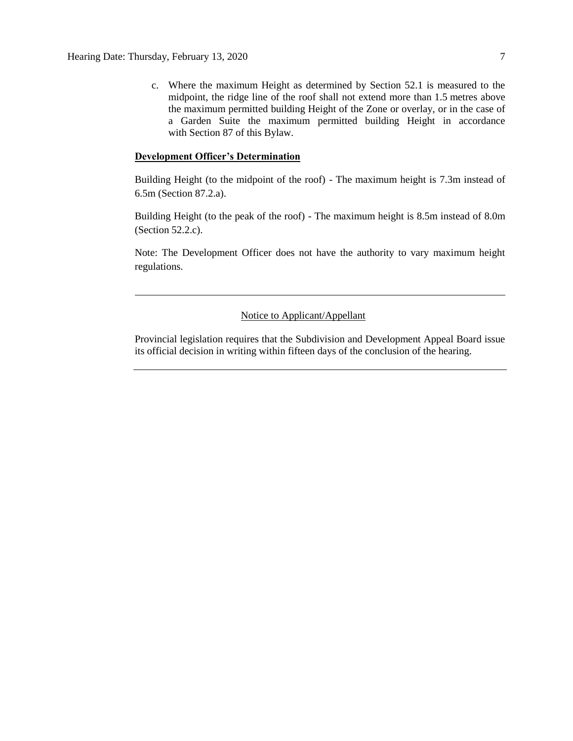c. Where the maximum Height as determined by Section 52.1 is measured to the midpoint, the ridge line of the roof shall not extend more than 1.5 metres above the maximum permitted building Height of the Zone or overlay, or in the case of a Garden Suite the maximum permitted building Height in accordance with Section 87 of this Bylaw.

**Development Officer's Determination**

Building Height (to the midpoint of the roof) - The maximum height is 7.3m instead of 6.5m (Section 87.2.a).

Building Height (to the peak of the roof) - The maximum height is 8.5m instead of 8.0m (Section 52.2.c).

Note: The Development Officer does not have the authority to vary maximum height regulations.

---

Notice to Applicant/Appellant

Provincial legislation requires that the Subdivision and Development Appeal Board issue its official decision in writing within fifteen days of the conclusion of the hearing.

---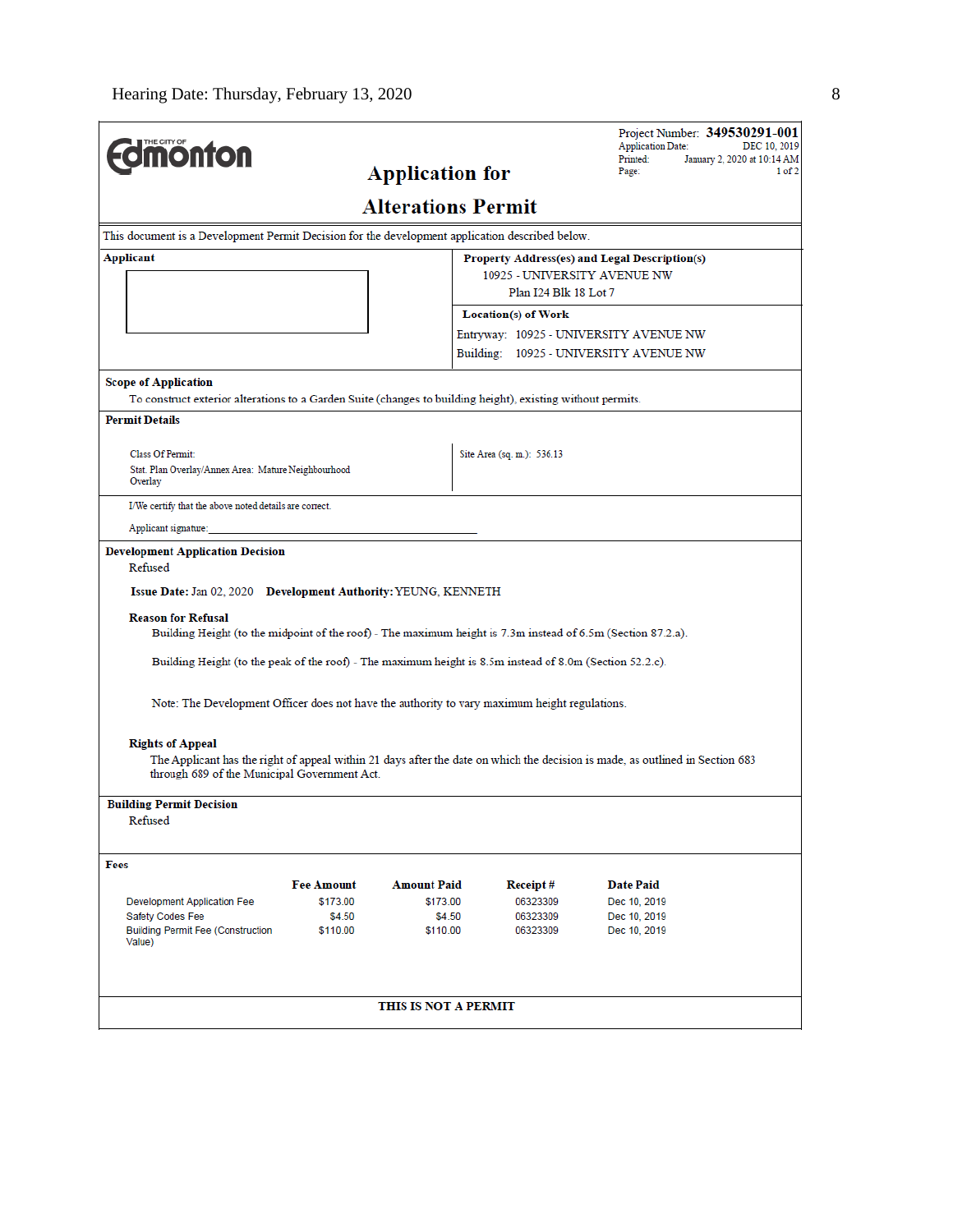Hearing Date: Thursday, February 13, 2020

Project Number: **349530291-001**
Application Date: DEC 10, 2019
Printed: January 2, 2020 at 10:14 AM
Page: 1 of 2

# Application for Alterations Permit

This document is a Development Permit Decision for the development application described below.

**Applicant**

**Property Address(es) and Legal Description(s)**
10925 - UNIVERSITY AVENUE NW
Plan I24 Blk 18 Lot 7

**Location(s) of Work**
Entryway: 10925 - UNIVERSITY AVENUE NW
Building: 10925 - UNIVERSITY AVENUE NW

**Scope of Application**
To construct exterior alterations to a Garden Suite (changes to building height), existing without permits.

**Permit Details**

Class Of Permit:
Stat. Plan Overlay/Annex Area: Mature Neighbourhood Overlay

Site Area (sq. m.): 536.13

I/We certify that the above noted details are correct.

Applicant signature:_______________________________

**Development Application Decision**
Refused

**Issue Date:** Jan 02, 2020 **Development Authority:** YEUNG, KENNETH

**Reason for Refusal**

Building Height (to the midpoint of the roof) - The maximum height is 7.3m instead of 6.5m (Section 87.2.a).

Building Height (to the peak of the roof) - The maximum height is 8.5m instead of 8.0m (Section 52.2.c).

Note: The Development Officer does not have the authority to vary maximum height regulations.

**Rights of Appeal**
The Applicant has the right of appeal within 21 days after the date on which the decision is made, as outlined in Section 683 through 689 of the Municipal Government Act.

**Building Permit Decision**
Refused

**Fees**

| | Fee Amount | Amount Paid | Receipt # | Date Paid |
|---|---|---|---|---|
| Development Application Fee | $173.00 | $173.00 | 06323309 | Dec 10, 2019 |
| Safety Codes Fee | $4.50 | $4.50 | 06323309 | Dec 10, 2019 |
| Building Permit Fee (Construction Value) | $110.00 | $110.00 | 06323309 | Dec 10, 2019 |

**THIS IS NOT A PERMIT**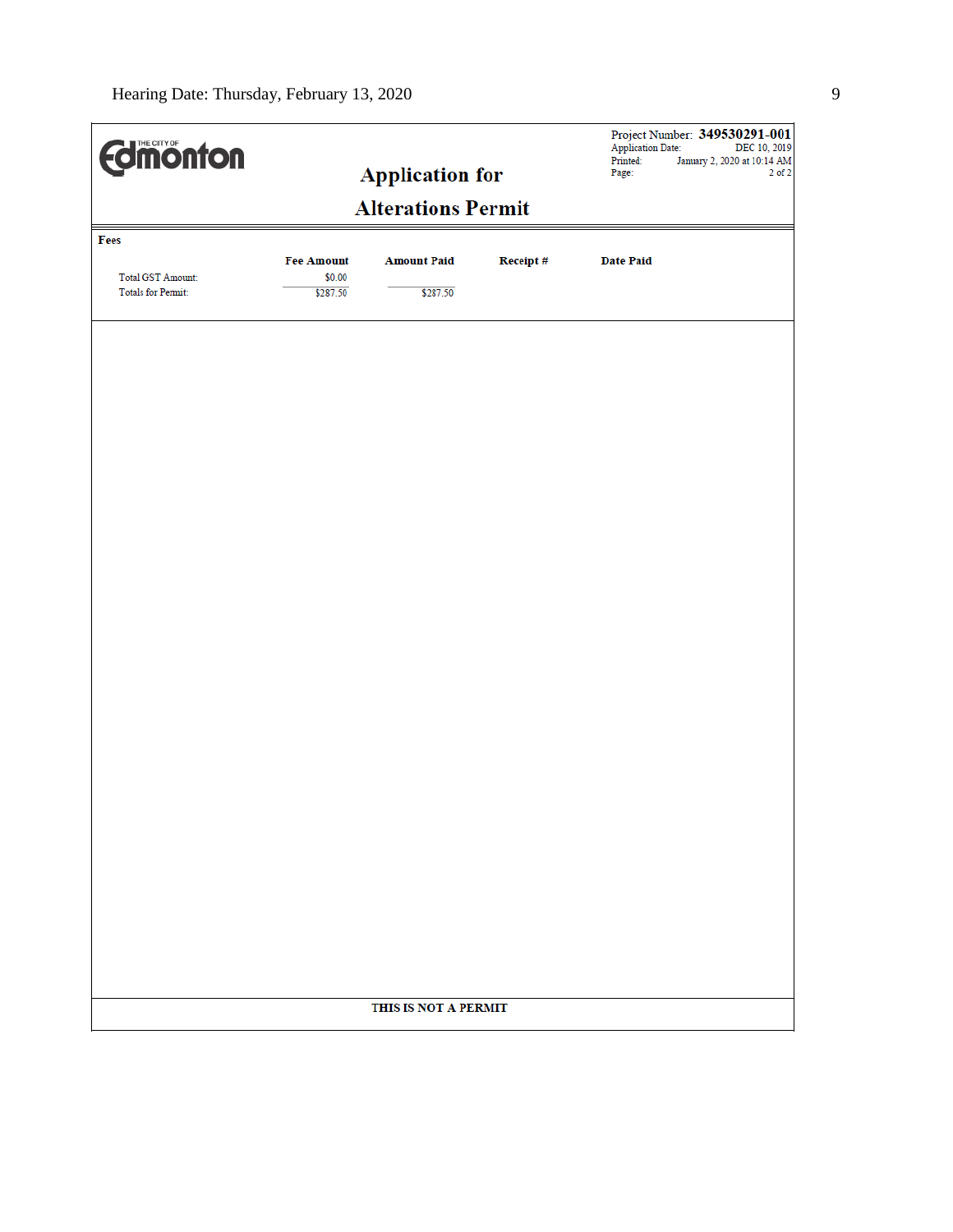THE CITY OF Edmonton

# Application for Alterations Permit

Project Number: **349530291-001**
Application Date: DEC 10, 2019
Printed: January 2, 2020 at 10:14 AM
Page: 2 of 2

**Fees**

| | Fee Amount | Amount Paid | Receipt # | Date Paid |
|---|---|---|---|---|
| Total GST Amount: | $0.00 | | | |
| Totals for Permit: | $287.50 | $287.50 | | |

**THIS IS NOT A PERMIT**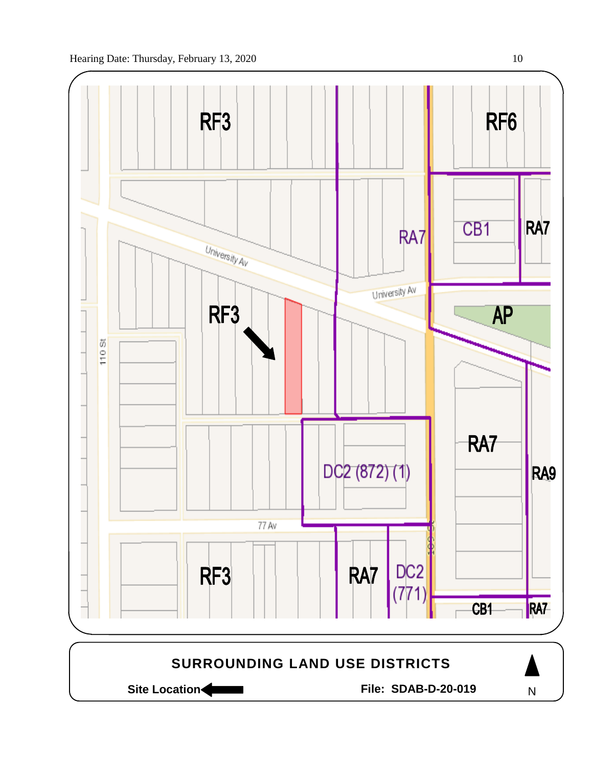RF3

RF6

RA7

CB1

RA7

University Av

University Av

RF3

AP

110 St

RA7

RA9

DC2 (872) (1)

77 Av

109 St

RF3

RA7

DC2 (771)

CB1

RA7

**SURROUNDING LAND USE DISTRICTS**

**Site Location** ←

**File: SDAB-D-20-019**

N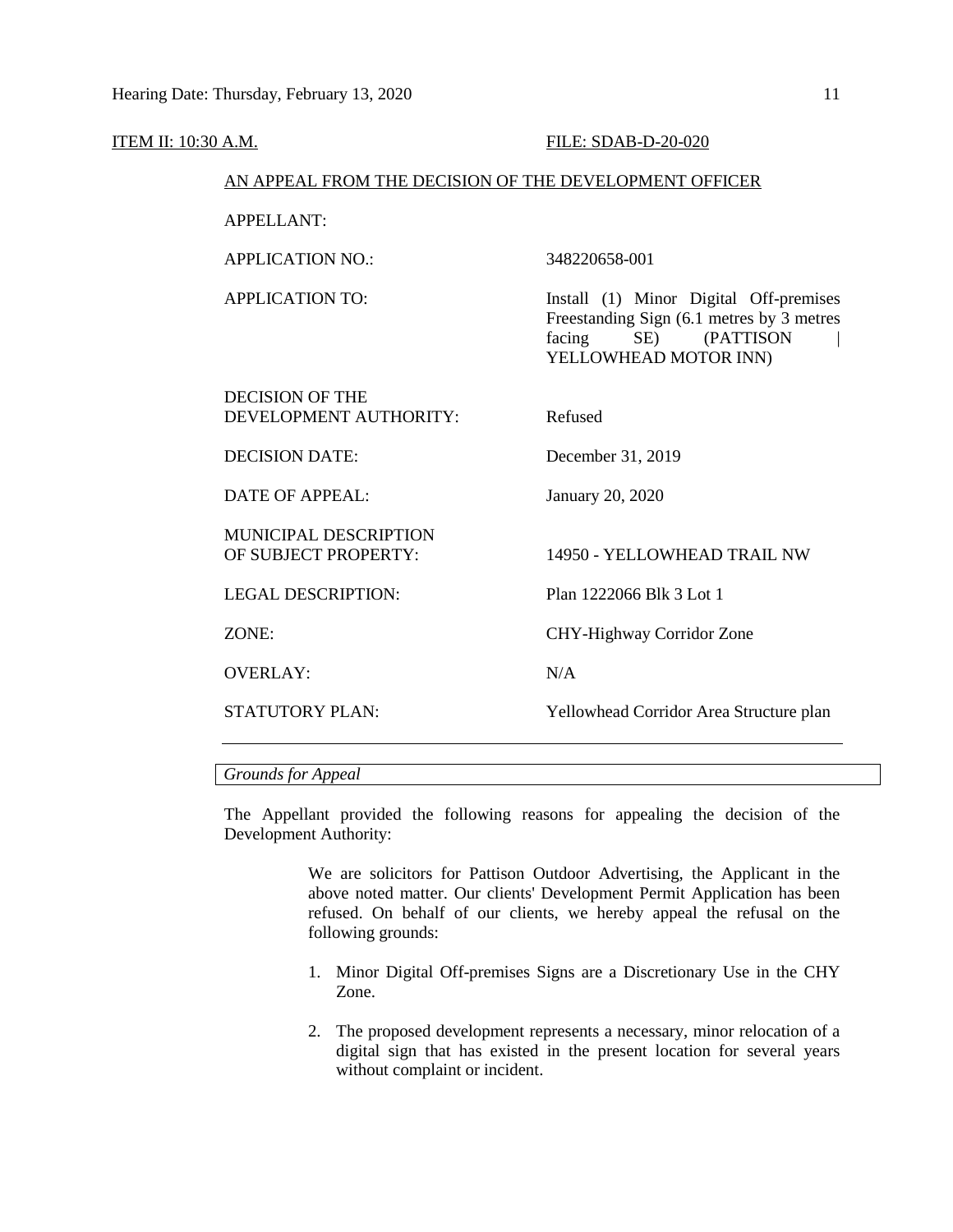ITEM II: 10:30 A.M. FILE: SDAB-D-20-020

AN APPEAL FROM THE DECISION OF THE DEVELOPMENT OFFICER

| | |
|---|---|
| APPELLANT: | |
| APPLICATION NO.: | 348220658-001 |
| APPLICATION TO: | Install (1) Minor Digital Off-premises Freestanding Sign (6.1 metres by 3 metres facing SE) (PATTISON \| YELLOWHEAD MOTOR INN) |
| DECISION OF THE DEVELOPMENT AUTHORITY: | Refused |
| DECISION DATE: | December 31, 2019 |
| DATE OF APPEAL: | January 20, 2020 |
| MUNICIPAL DESCRIPTION OF SUBJECT PROPERTY: | 14950 - YELLOWHEAD TRAIL NW |
| LEGAL DESCRIPTION: | Plan 1222066 Blk 3 Lot 1 |
| ZONE: | CHY-Highway Corridor Zone |
| OVERLAY: | N/A |
| STATUTORY PLAN: | Yellowhead Corridor Area Structure plan |

*Grounds for Appeal*

The Appellant provided the following reasons for appealing the decision of the Development Authority:

> We are solicitors for Pattison Outdoor Advertising, the Applicant in the above noted matter. Our clients' Development Permit Application has been refused. On behalf of our clients, we hereby appeal the refusal on the following grounds:
>
> 1. Minor Digital Off-premises Signs are a Discretionary Use in the CHY Zone.
>
> 2. The proposed development represents a necessary, minor relocation of a digital sign that has existed in the present location for several years without complaint or incident.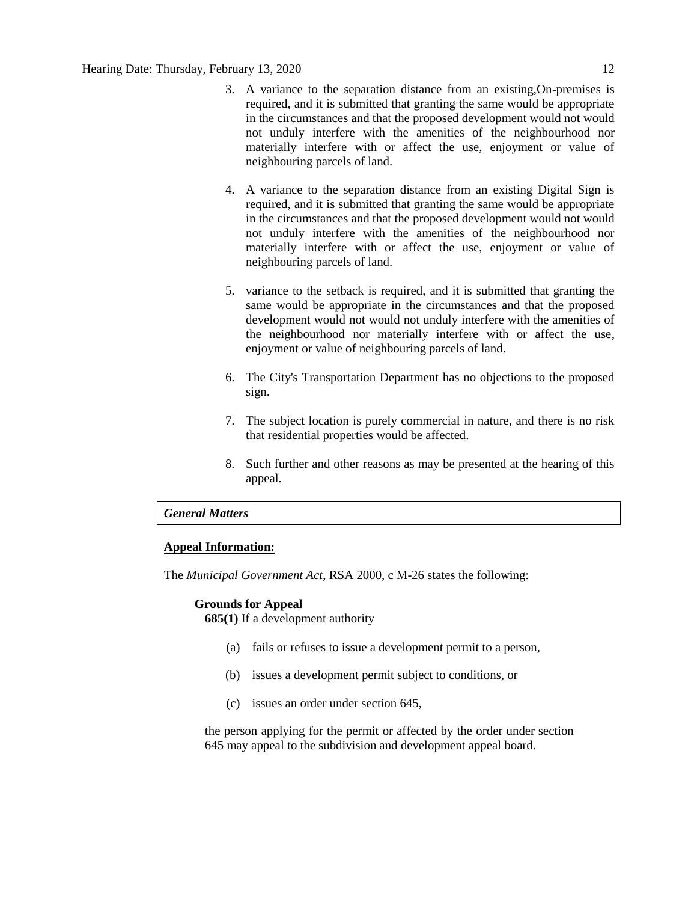3. A variance to the separation distance from an existing,On-premises is required, and it is submitted that granting the same would be appropriate in the circumstances and that the proposed development would not would not unduly interfere with the amenities of the neighbourhood nor materially interfere with or affect the use, enjoyment or value of neighbouring parcels of land.

4. A variance to the separation distance from an existing Digital Sign is required, and it is submitted that granting the same would be appropriate in the circumstances and that the proposed development would not would not unduly interfere with the amenities of the neighbourhood nor materially interfere with or affect the use, enjoyment or value of neighbouring parcels of land.

5. variance to the setback is required, and it is submitted that granting the same would be appropriate in the circumstances and that the proposed development would not would not unduly interfere with the amenities of the neighbourhood nor materially interfere with or affect the use, enjoyment or value of neighbouring parcels of land.

6. The City's Transportation Department has no objections to the proposed sign.

7. The subject location is purely commercial in nature, and there is no risk that residential properties would be affected.

8. Such further and other reasons as may be presented at the hearing of this appeal.

***General Matters***

**Appeal Information:**

The *Municipal Government Act*, RSA 2000, c M-26 states the following:

**Grounds for Appeal**

**685(1)** If a development authority

(a) fails or refuses to issue a development permit to a person,

(b) issues a development permit subject to conditions, or

(c) issues an order under section 645,

the person applying for the permit or affected by the order under section 645 may appeal to the subdivision and development appeal board.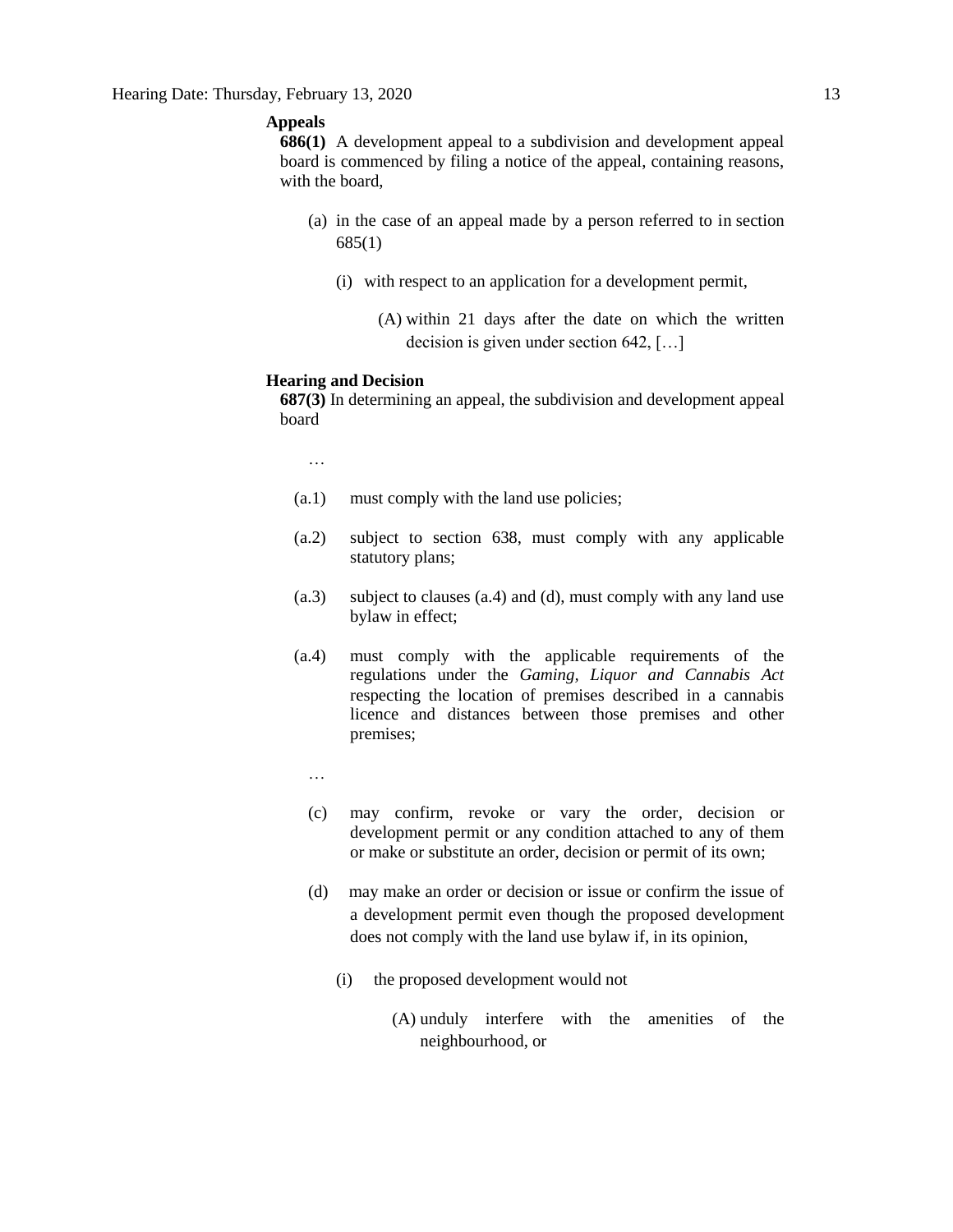**Appeals**

**686(1)** A development appeal to a subdivision and development appeal board is commenced by filing a notice of the appeal, containing reasons, with the board,

- (a) in the case of an appeal made by a person referred to in section 685(1)
  - (i) with respect to an application for a development permit,
    - (A) within 21 days after the date on which the written decision is given under section 642, […]

**Hearing and Decision**

**687(3)** In determining an appeal, the subdivision and development appeal board

…

- (a.1) must comply with the land use policies;
- (a.2) subject to section 638, must comply with any applicable statutory plans;
- (a.3) subject to clauses (a.4) and (d), must comply with any land use bylaw in effect;
- (a.4) must comply with the applicable requirements of the regulations under the *Gaming, Liquor and Cannabis Act* respecting the location of premises described in a cannabis licence and distances between those premises and other premises;

…

- (c) may confirm, revoke or vary the order, decision or development permit or any condition attached to any of them or make or substitute an order, decision or permit of its own;
- (d) may make an order or decision or issue or confirm the issue of a development permit even though the proposed development does not comply with the land use bylaw if, in its opinion,
  - (i) the proposed development would not
    - (A) unduly interfere with the amenities of the neighbourhood, or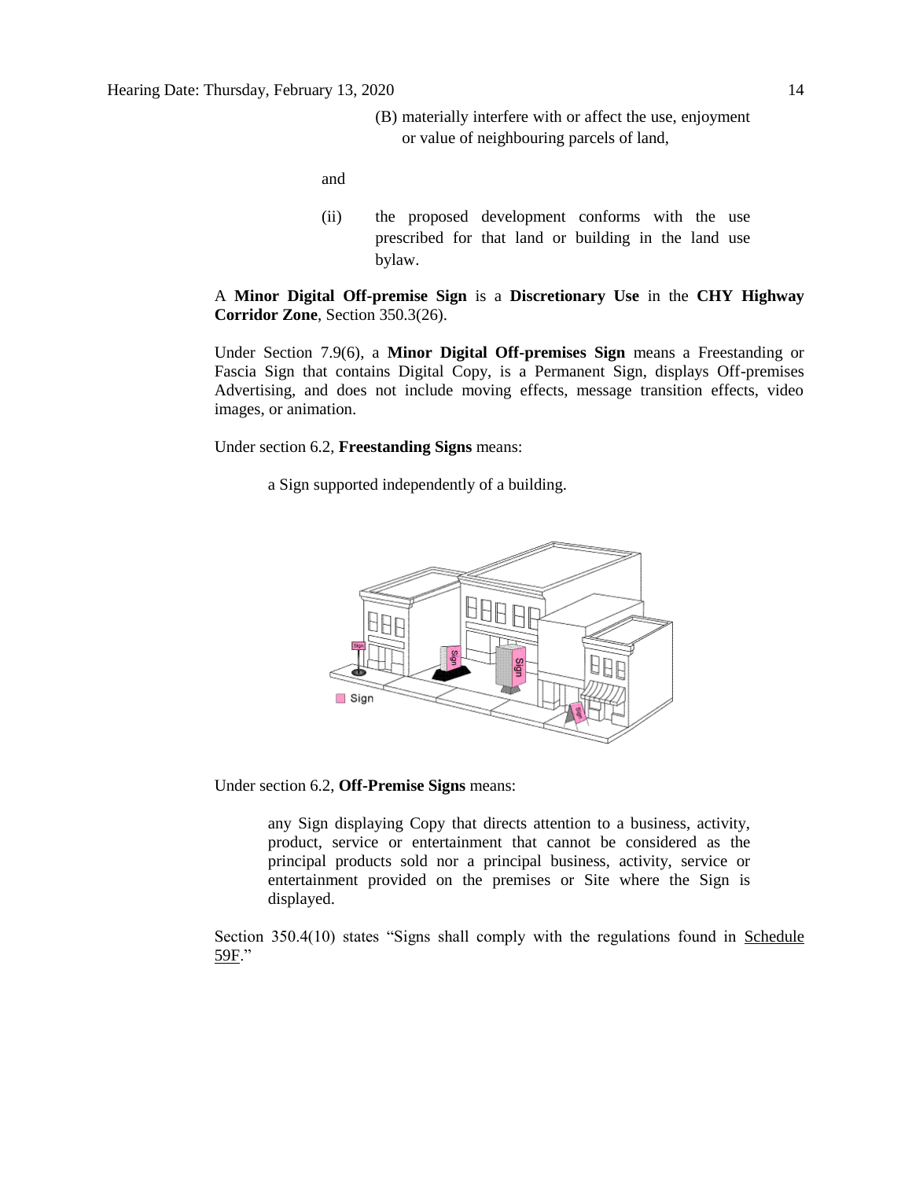(B) materially interfere with or affect the use, enjoyment or value of neighbouring parcels of land,

and

(ii) the proposed development conforms with the use prescribed for that land or building in the land use bylaw.

A **Minor Digital Off-premise Sign** is a **Discretionary Use** in the **CHY Highway Corridor Zone**, Section 350.3(26).

Under Section 7.9(6), a **Minor Digital Off-premises Sign** means a Freestanding or Fascia Sign that contains Digital Copy, is a Permanent Sign, displays Off-premises Advertising, and does not include moving effects, message transition effects, video images, or animation.

Under section 6.2, **Freestanding Signs** means:

> a Sign supported independently of a building.

Under section 6.2, **Off-Premise Signs** means:

> any Sign displaying Copy that directs attention to a business, activity, product, service or entertainment that cannot be considered as the principal products sold nor a principal business, activity, service or entertainment provided on the premises or Site where the Sign is displayed.

Section 350.4(10) states "Signs shall comply with the regulations found in Schedule 59F."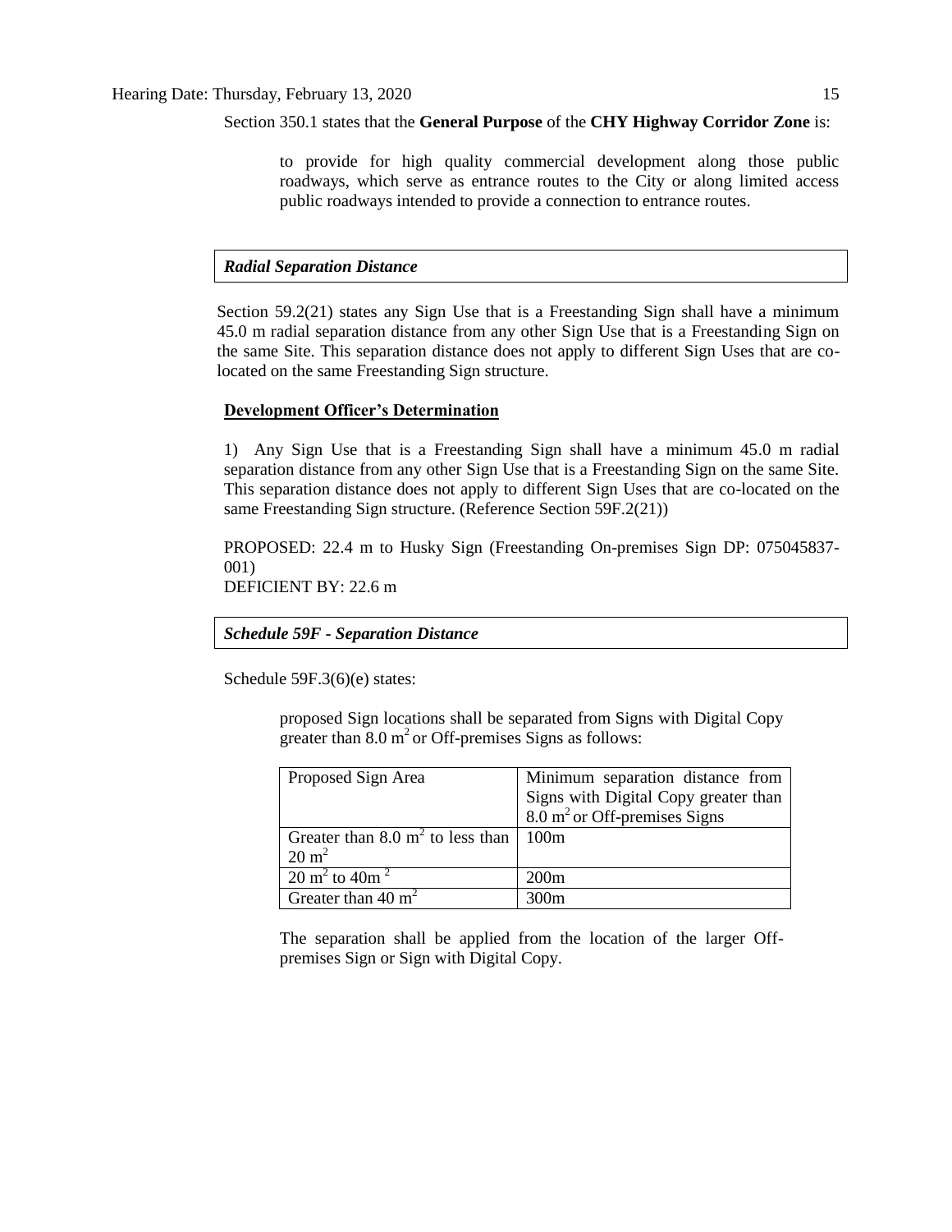Section 350.1 states that the **General Purpose** of the **CHY Highway Corridor Zone** is:

> to provide for high quality commercial development along those public roadways, which serve as entrance routes to the City or along limited access public roadways intended to provide a connection to entrance routes.

***Radial Separation Distance***

Section 59.2(21) states any Sign Use that is a Freestanding Sign shall have a minimum 45.0 m radial separation distance from any other Sign Use that is a Freestanding Sign on the same Site. This separation distance does not apply to different Sign Uses that are co-located on the same Freestanding Sign structure.

**Development Officer's Determination**

1) Any Sign Use that is a Freestanding Sign shall have a minimum 45.0 m radial separation distance from any other Sign Use that is a Freestanding Sign on the same Site. This separation distance does not apply to different Sign Uses that are co-located on the same Freestanding Sign structure. (Reference Section 59F.2(21))

PROPOSED: 22.4 m to Husky Sign (Freestanding On-premises Sign DP: 075045837-001)
DEFICIENT BY: 22.6 m

***Schedule 59F - Separation Distance***

Schedule 59F.3(6)(e) states:

> proposed Sign locations shall be separated from Signs with Digital Copy greater than 8.0 $m^2$ or Off-premises Signs as follows:

| Proposed Sign Area | Minimum separation distance from Signs with Digital Copy greater than 8.0 $m^2$ or Off-premises Signs |
|---|---|
| Greater than 8.0 $m^2$ to less than 20 $m^2$ | 100m |
| 20 $m^2$ to 40m $^2$ | 200m |
| Greater than 40 $m^2$ | 300m |

> The separation shall be applied from the location of the larger Off-premises Sign or Sign with Digital Copy.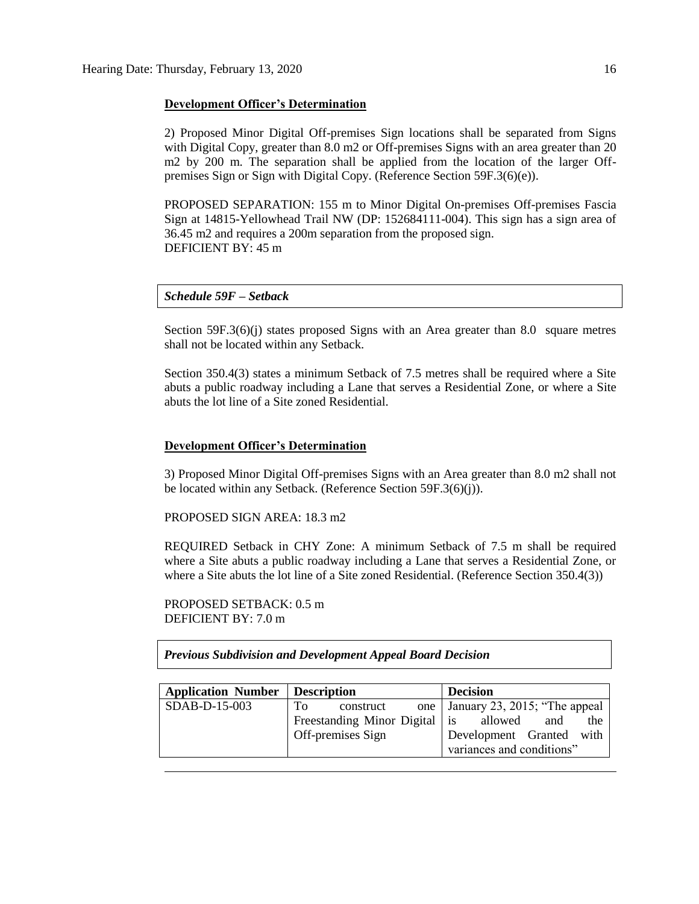**Development Officer's Determination**

2) Proposed Minor Digital Off-premises Sign locations shall be separated from Signs with Digital Copy, greater than 8.0 m2 or Off-premises Signs with an area greater than 20 m2 by 200 m. The separation shall be applied from the location of the larger Off-premises Sign or Sign with Digital Copy. (Reference Section 59F.3(6)(e)).

PROPOSED SEPARATION: 155 m to Minor Digital On-premises Off-premises Fascia Sign at 14815-Yellowhead Trail NW (DP: 152684111-004). This sign has a sign area of 36.45 m2 and requires a 200m separation from the proposed sign.
DEFICIENT BY: 45 m

*Schedule 59F – Setback*

Section 59F.3(6)(j) states proposed Signs with an Area greater than 8.0 square metres shall not be located within any Setback.

Section 350.4(3) states a minimum Setback of 7.5 metres shall be required where a Site abuts a public roadway including a Lane that serves a Residential Zone, or where a Site abuts the lot line of a Site zoned Residential.

**Development Officer's Determination**

3) Proposed Minor Digital Off-premises Signs with an Area greater than 8.0 m2 shall not be located within any Setback. (Reference Section 59F.3(6)(j)).

PROPOSED SIGN AREA: 18.3 m2

REQUIRED Setback in CHY Zone: A minimum Setback of 7.5 m shall be required where a Site abuts a public roadway including a Lane that serves a Residential Zone, or where a Site abuts the lot line of a Site zoned Residential. (Reference Section 350.4(3))

PROPOSED SETBACK: 0.5 m
DEFICIENT BY: 7.0 m

*Previous Subdivision and Development Appeal Board Decision*

| Application Number | Description | Decision |
|---|---|---|
| SDAB-D-15-003 | To construct one Freestanding Minor Digital Off-premises Sign | January 23, 2015; "The appeal is allowed and the Development Granted with variances and conditions" |

---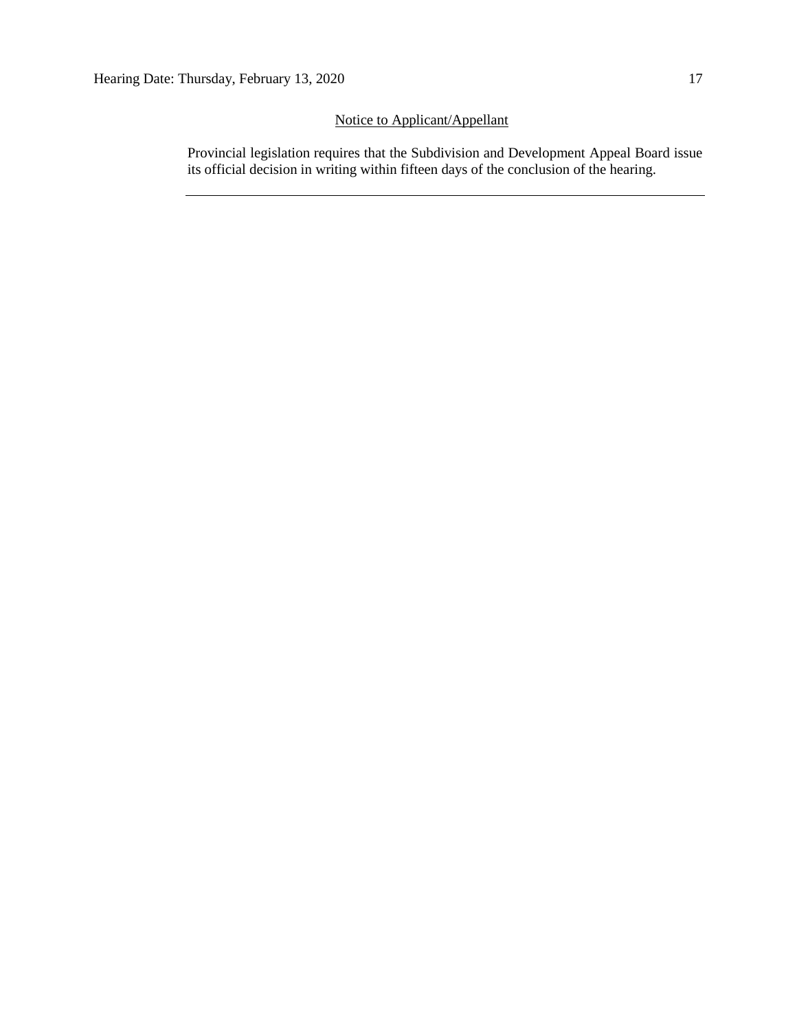## Notice to Applicant/Appellant

Provincial legislation requires that the Subdivision and Development Appeal Board issue its official decision in writing within fifteen days of the conclusion of the hearing.

---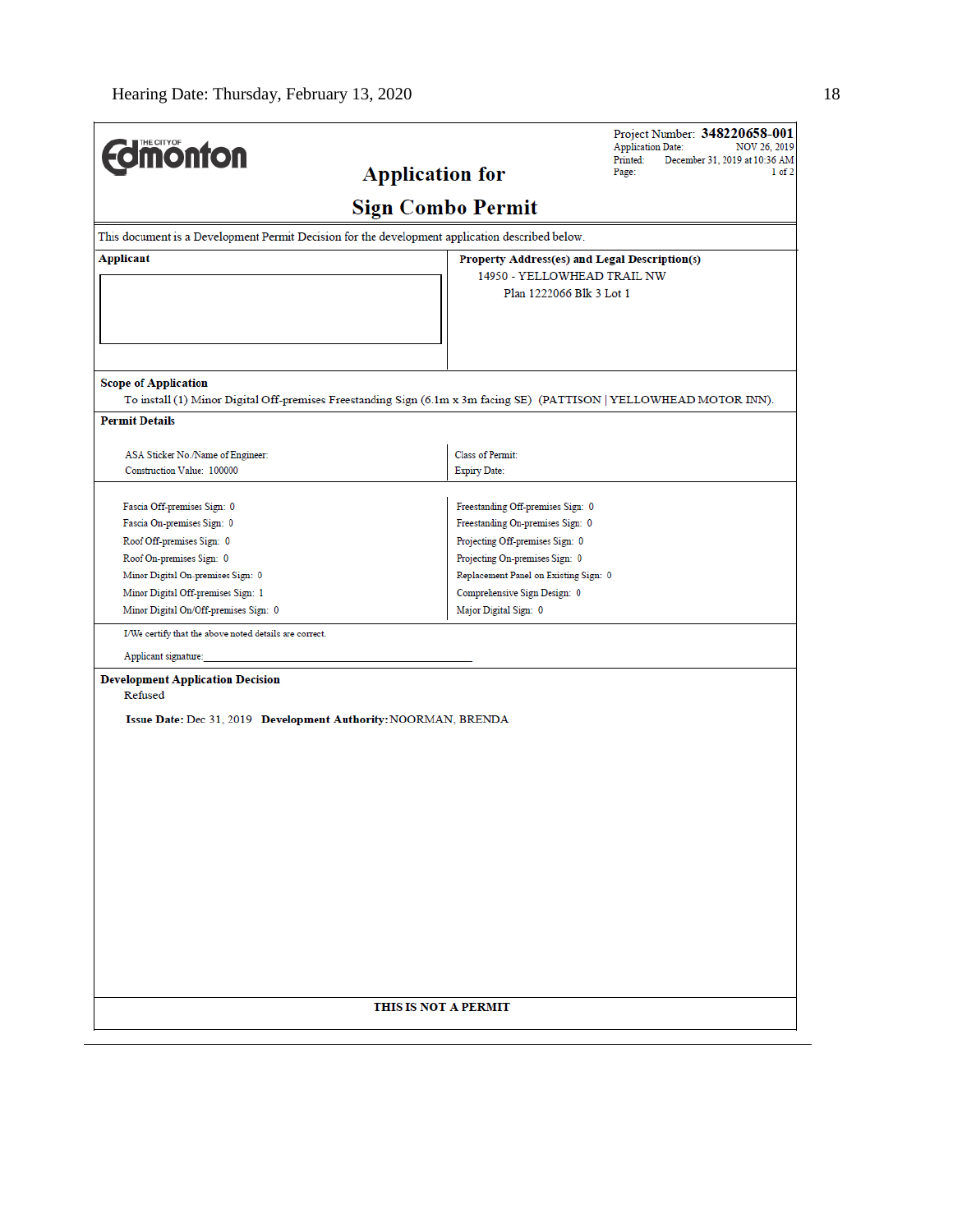Edmonton (THE CITY OF)

Project Number: **348220658-001**
Application Date: NOV 26, 2019
Printed: December 31, 2019 at 10:36 AM
Page: 1 of 2

# Application for Sign Combo Permit

This document is a Development Permit Decision for the development application described below.

**Applicant**

**Property Address(es) and Legal Description(s)**
14950 - YELLOWHEAD TRAIL NW
Plan 1222066 Blk 3 Lot 1

**Scope of Application**
To install (1) Minor Digital Off-premises Freestanding Sign (6.1m x 3m facing SE) (PATTISON | YELLOWHEAD MOTOR INN).

**Permit Details**

| | |
|---|---|
| ASA Sticker No./Name of Engineer: | Class of Permit: |
| Construction Value: 100000 | Expiry Date: |

| | |
|---|---|
| Fascia Off-premises Sign: 0 | Freestanding Off-premises Sign: 0 |
| Fascia On-premises Sign: 0 | Freestanding On-premises Sign: 0 |
| Roof Off-premises Sign: 0 | Projecting Off-premises Sign: 0 |
| Roof On-premises Sign: 0 | Projecting On-premises Sign: 0 |
| Minor Digital On-premises Sign: 0 | Replacement Panel on Existing Sign: 0 |
| Minor Digital Off-premises Sign: 1 | Comprehensive Sign Design: 0 |
| Minor Digital On/Off-premises Sign: 0 | Major Digital Sign: 0 |

I/We certify that the above noted details are correct.

Applicant signature:______________________________

**Development Application Decision**
Refused

**Issue Date:** Dec 31, 2019 **Development Authority:** NOORMAN, BRENDA

**THIS IS NOT A PERMIT**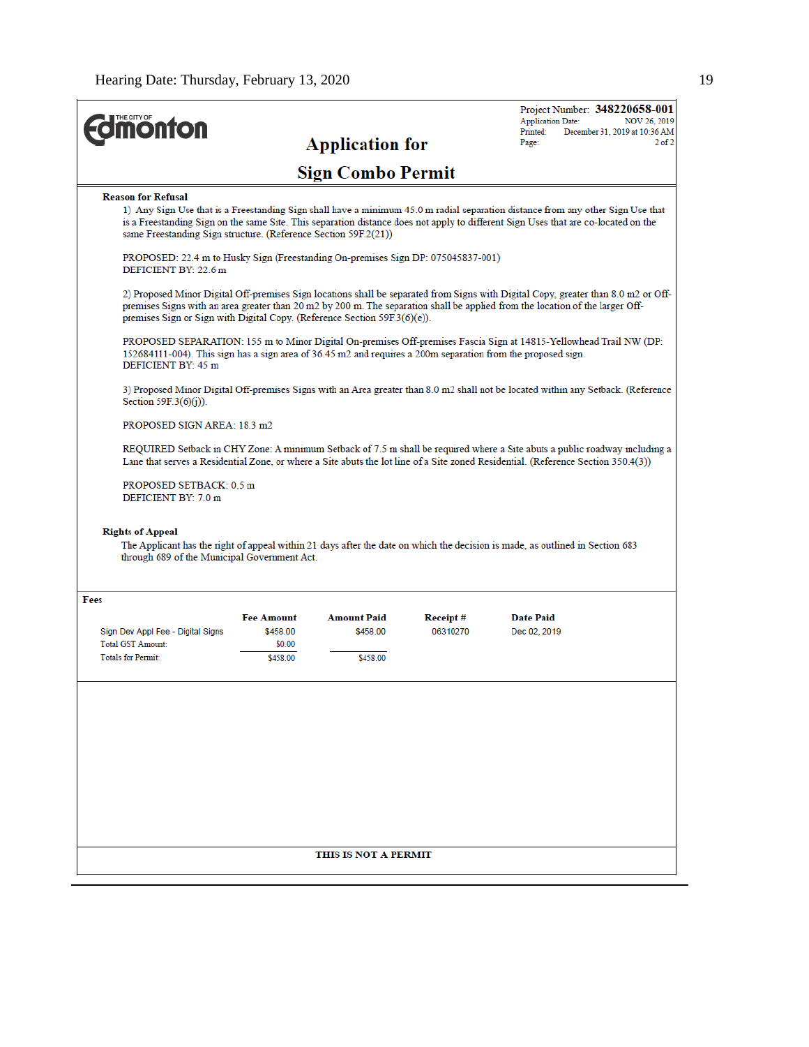Hearing Date: Thursday, February 13, 2020

**THE CITY OF Edmonton**

# Application for Sign Combo Permit

Project Number: **348220658-001**
Application Date: NOV 26, 2019
Printed: December 31, 2019 at 10:36 AM
Page: 2 of 2

### Reason for Refusal

1) Any Sign Use that is a Freestanding Sign shall have a minimum 45.0 m radial separation distance from any other Sign Use that is a Freestanding Sign on the same Site. This separation distance does not apply to different Sign Uses that are co-located on the same Freestanding Sign structure. (Reference Section 59F.2(21))

PROPOSED: 22.4 m to Husky Sign (Freestanding On-premises Sign DP: 075045837-001)
DEFICIENT BY: 22.6 m

2) Proposed Minor Digital Off-premises Sign locations shall be separated from Signs with Digital Copy, greater than 8.0 m2 or Off-premises Signs with an area greater than 20 m2 by 200 m. The separation shall be applied from the location of the larger Off-premises Sign or Sign with Digital Copy. (Reference Section 59F.3(6)(e)).

PROPOSED SEPARATION: 155 m to Minor Digital On-premises Off-premises Fascia Sign at 14815-Yellowhead Trail NW (DP: 152684111-004). This sign has a sign area of 36.45 m2 and requires a 200m separation from the proposed sign.
DEFICIENT BY: 45 m

3) Proposed Minor Digital Off-premises Signs with an Area greater than 8.0 m2 shall not be located within any Setback. (Reference Section 59F.3(6)(j)).

PROPOSED SIGN AREA: 18.3 m2

REQUIRED Setback in CHY Zone: A minimum Setback of 7.5 m shall be required where a Site abuts a public roadway including a Lane that serves a Residential Zone, or where a Site abuts the lot line of a Site zoned Residential. (Reference Section 350.4(3))

PROPOSED SETBACK: 0.5 m
DEFICIENT BY: 7.0 m

### Rights of Appeal

The Applicant has the right of appeal within 21 days after the date on which the decision is made, as outlined in Section 683 through 689 of the Municipal Government Act.

### Fees

| | Fee Amount | Amount Paid | Receipt # | Date Paid |
|---|---|---|---|---|
| Sign Dev Appl Fee - Digital Signs | $458.00 | $458.00 | 06310270 | Dec 02, 2019 |
| Total GST Amount: | $0.00 | | | |
| Totals for Permit: | $458.00 | $458.00 | | |

**THIS IS NOT A PERMIT**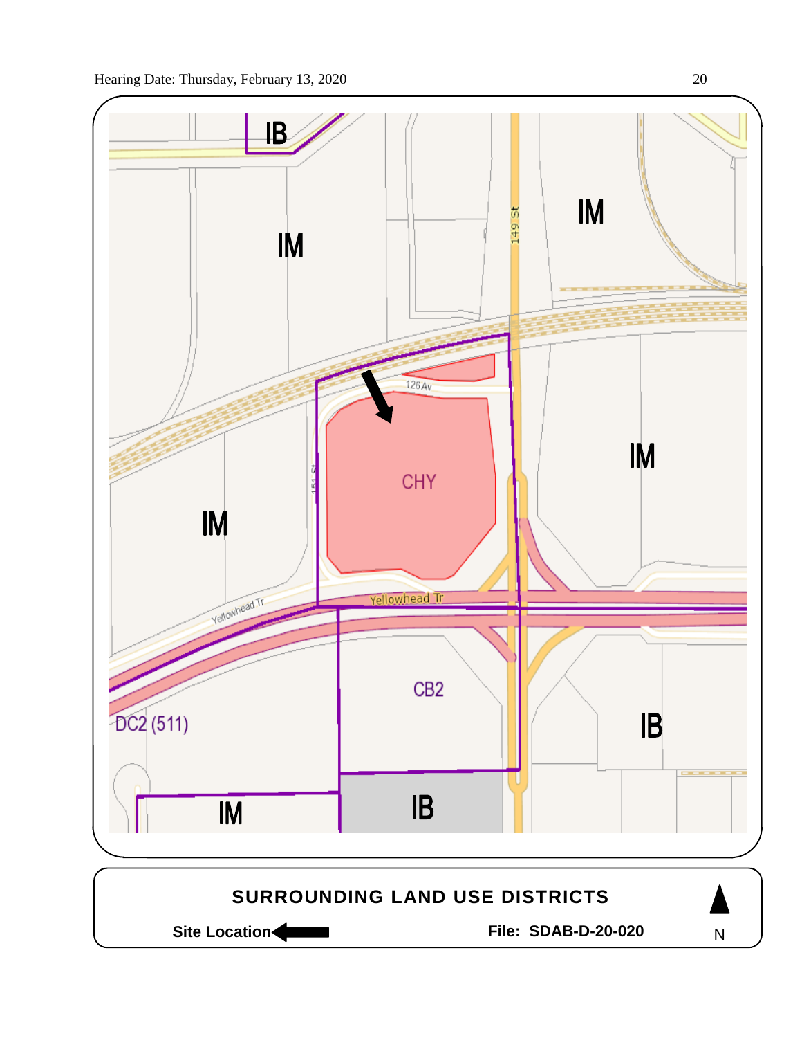IB

IM

IM

149 St

126 Av

CHY

IM

IM

151 St

Yellowhead Tr

Yellowhead Tr

CB2

DC2 (511)

IB

IM

IB

**SURROUNDING LAND USE DISTRICTS**

**Site Location**

**File: SDAB-D-20-020**

N